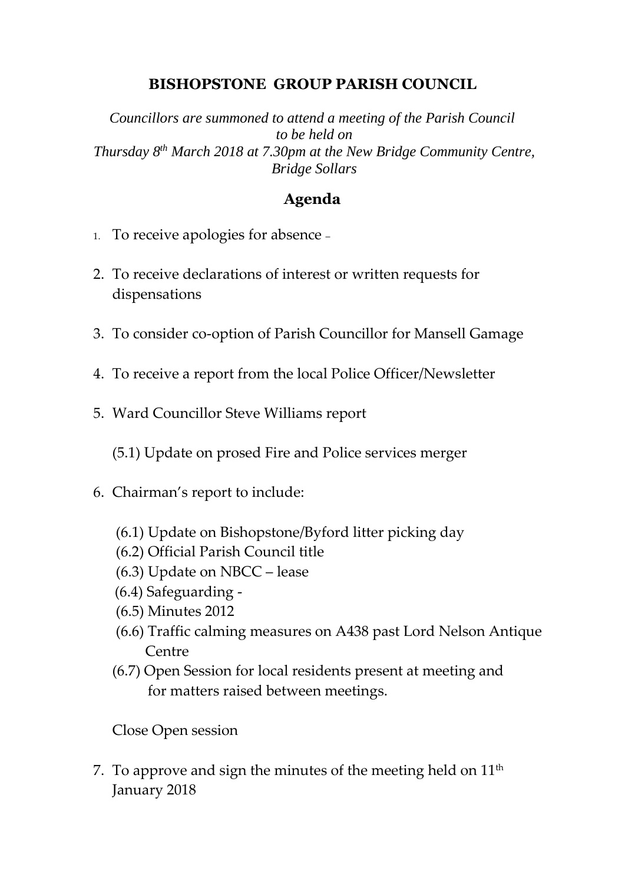# BISHOPSTONE GROUP PARISH COUNCIL

*Councillors are summoned to attend a meeting of the Parish Council to be held on Thursday 8th March 2018 at 7.30pm at the New Bridge Community Centre, Bridge Sollars*

## Agenda

1. To receive apologies for absence –
2. To receive declarations of interest or written requests for dispensations
3. To consider co-option of Parish Councillor for Mansell Gamage
4. To receive a report from the local Police Officer/Newsletter
5. Ward Councillor Steve Williams report

   (5.1) Update on prosed Fire and Police services merger

6. Chairman's report to include:

   (6.1) Update on Bishopstone/Byford litter picking day
   (6.2) Official Parish Council title
   (6.3) Update on NBCC – lease
   (6.4) Safeguarding -
   (6.5) Minutes 2012
   (6.6) Traffic calming measures on A438 past Lord Nelson Antique Centre
   (6.7) Open Session for local residents present at meeting and for matters raised between meetings.

   Close Open session

7. To approve and sign the minutes of the meeting held on 11th January 2018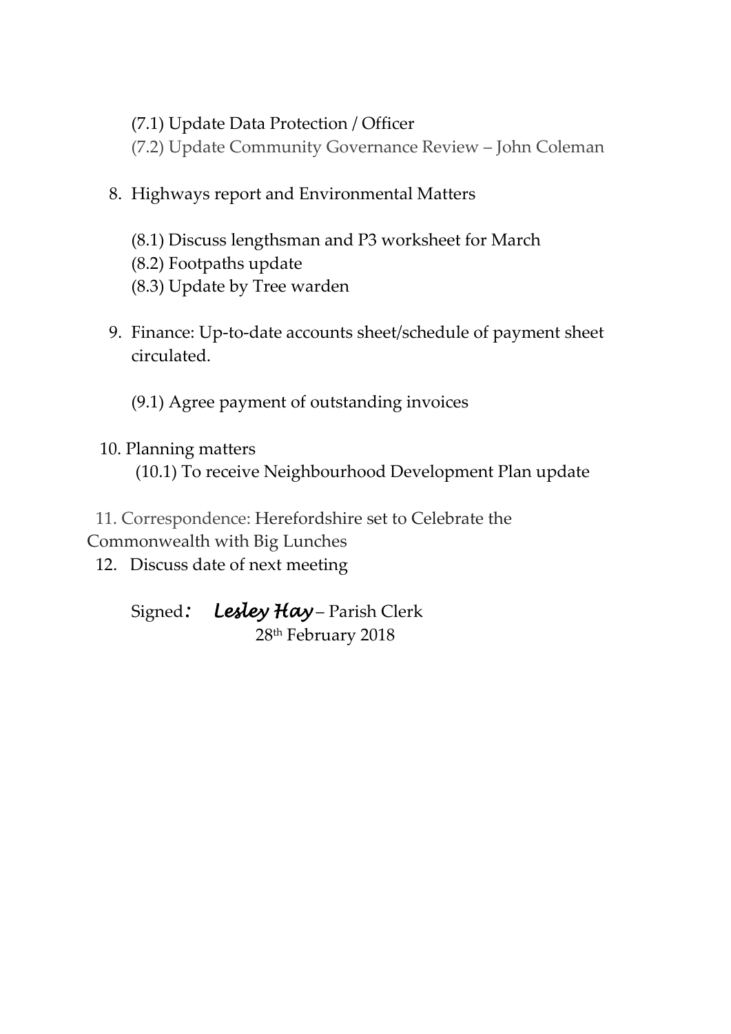(7.1) Update Data Protection / Officer
(7.2) Update Community Governance Review – John Coleman

8. Highways report and Environmental Matters

   (8.1) Discuss lengthsman and P3 worksheet for March
   (8.2) Footpaths update
   (8.3) Update by Tree warden

9. Finance: Up-to-date accounts sheet/schedule of payment sheet circulated.

   (9.1) Agree payment of outstanding invoices

10. Planning matters
    (10.1) To receive Neighbourhood Development Plan update

11. Correspondence: Herefordshire set to Celebrate the Commonwealth with Big Lunches
12. Discuss date of next meeting

Signed: *Lesley Hay* – Parish Clerk
28th February 2018